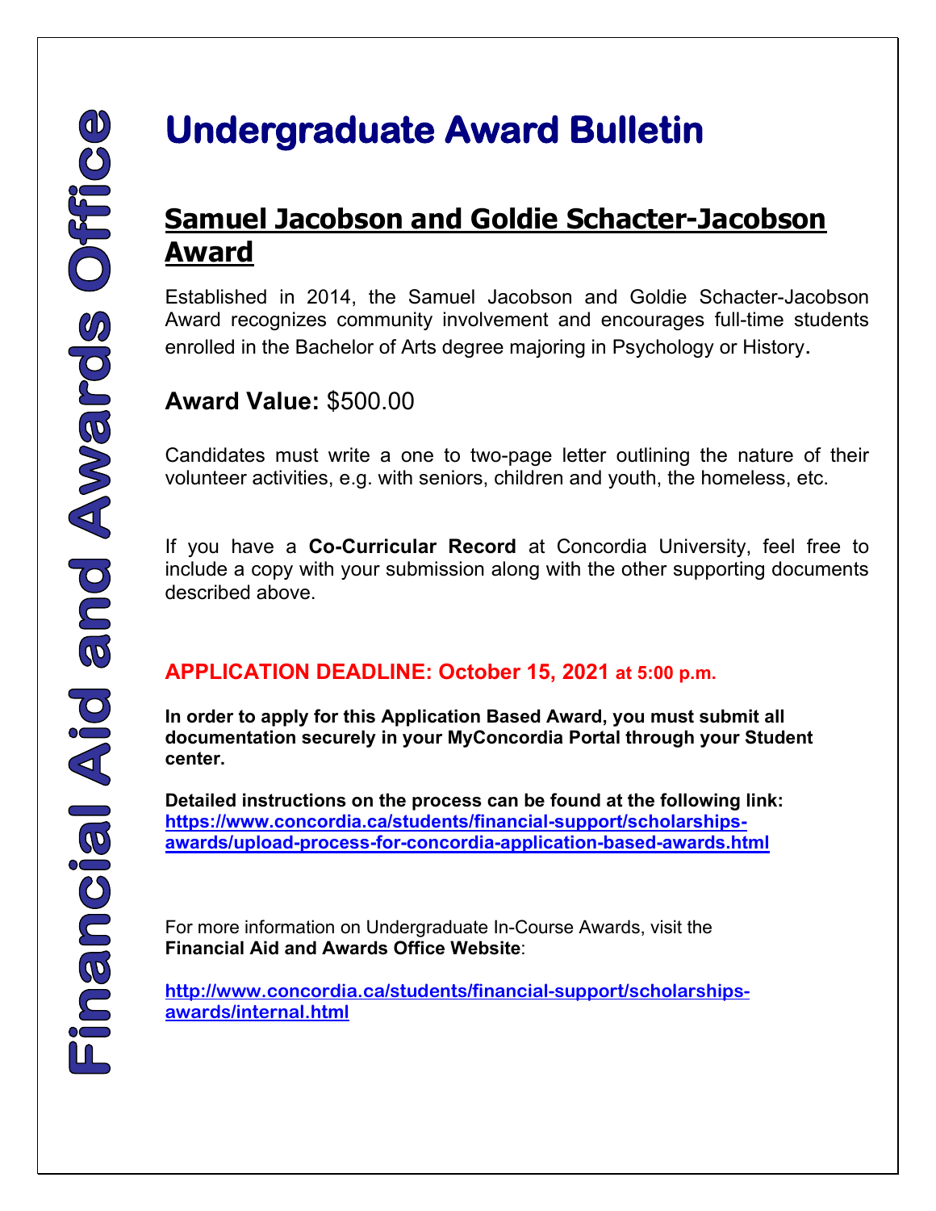# Financial Aid and Awards Office

# Undergraduate Award Bulletin

## Samuel Jacobson and Goldie Schacter-Jacobson Award

Established in 2014, the Samuel Jacobson and Goldie Schacter-Jacobson Award recognizes community involvement and encourages full-time students enrolled in the Bachelor of Arts degree majoring in Psychology or History.

**Award Value:** $500.00

Candidates must write a one to two-page letter outlining the nature of their volunteer activities, e.g. with seniors, children and youth, the homeless, etc.

If you have a **Co-Curricular Record** at Concordia University, feel free to include a copy with your submission along with the other supporting documents described above.

**APPLICATION DEADLINE: October 15, 2021 at 5:00 p.m.**

**In order to apply for this Application Based Award, you must submit all documentation securely in your MyConcordia Portal through your Student center.**

**Detailed instructions on the process can be found at the following link:**
**https://www.concordia.ca/students/financial-support/scholarships-awards/upload-process-for-concordia-application-based-awards.html**

For more information on Undergraduate In-Course Awards, visit the **Financial Aid and Awards Office Website**:

**http://www.concordia.ca/students/financial-support/scholarships-awards/internal.html**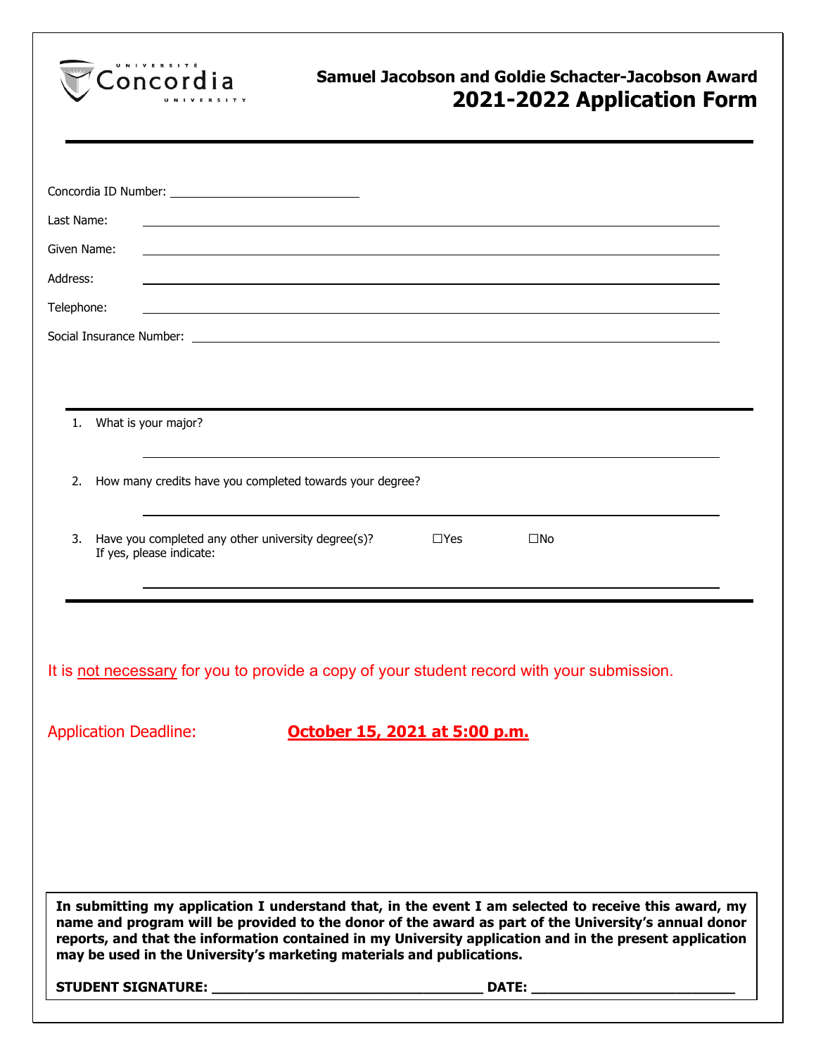Université Concordia University

## Samuel Jacobson and Goldie Schacter-Jacobson Award
# 2021-2022 Application Form

Concordia ID Number: ____________________

Last Name: ____________________

Given Name: ____________________

Address: ____________________

Telephone: ____________________

Social Insurance Number: ____________________

1. What is your major?

   ____________________

2. How many credits have you completed towards your degree?

   ____________________

3. Have you completed any other university degree(s)? ☐Yes ☐No
   If yes, please indicate:

   ____________________

It is not necessary for you to provide a copy of your student record with your submission.

Application Deadline: **October 15, 2021 at 5:00 p.m.**

**In submitting my application I understand that, in the event I am selected to receive this award, my name and program will be provided to the donor of the award as part of the University's annual donor reports, and that the information contained in my University application and in the present application may be used in the University's marketing materials and publications.**

**STUDENT SIGNATURE:** ____________________ **DATE:** ____________________